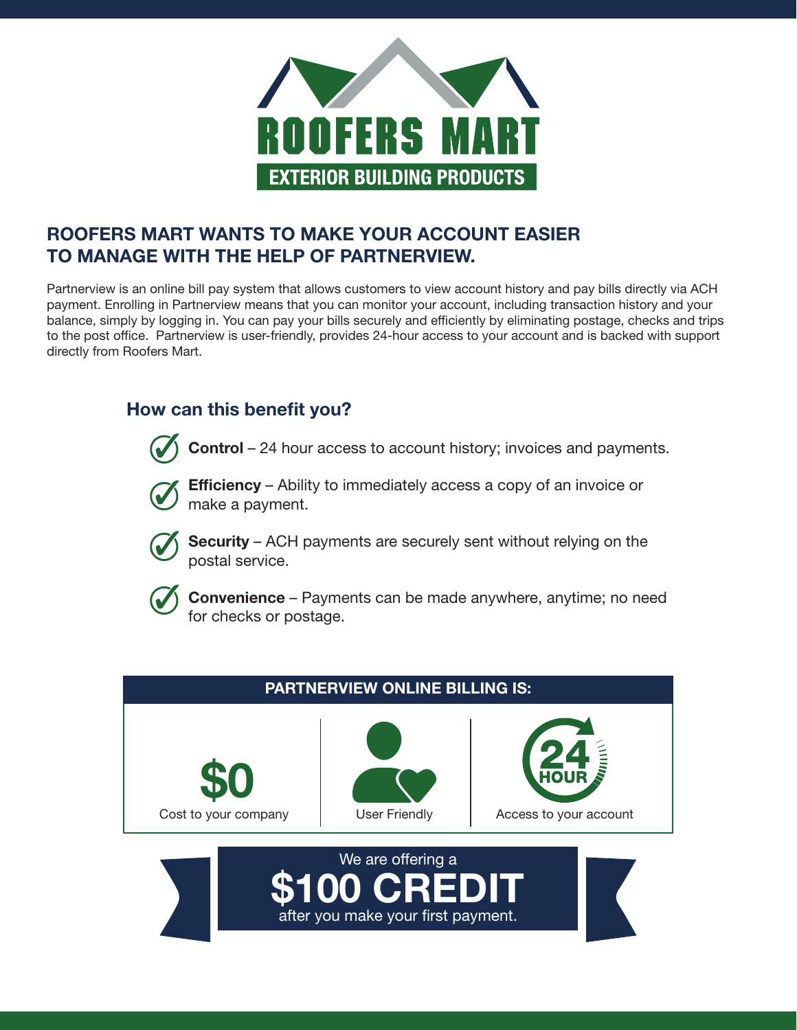# ROOFERS MART

EXTERIOR BUILDING PRODUCTS

## ROOFERS MART WANTS TO MAKE YOUR ACCOUNT EASIER TO MANAGE WITH THE HELP OF PARTNERVIEW.

Partnerview is an online bill pay system that allows customers to view account history and pay bills directly via ACH payment. Enrolling in Partnerview means that you can monitor your account, including transaction history and your balance, simply by logging in. You can pay your bills securely and efficiently by eliminating postage, checks and trips to the post office. Partnerview is user-friendly, provides 24-hour access to your account and is backed with support directly from Roofers Mart.

### How can this benefit you?

- **Control** – 24 hour access to account history; invoices and payments.
- **Efficiency** – Ability to immediately access a copy of an invoice or make a payment.
- **Security** – ACH payments are securely sent without relying on the postal service.
- **Convenience** – Payments can be made anywhere, anytime; no need for checks or postage.

**PARTNERVIEW ONLINE BILLING IS:**

**$0**
Cost to your company

User Friendly

**24 HOUR**
Access to your account

We are offering a
**$100 CREDIT**
after you make your first payment.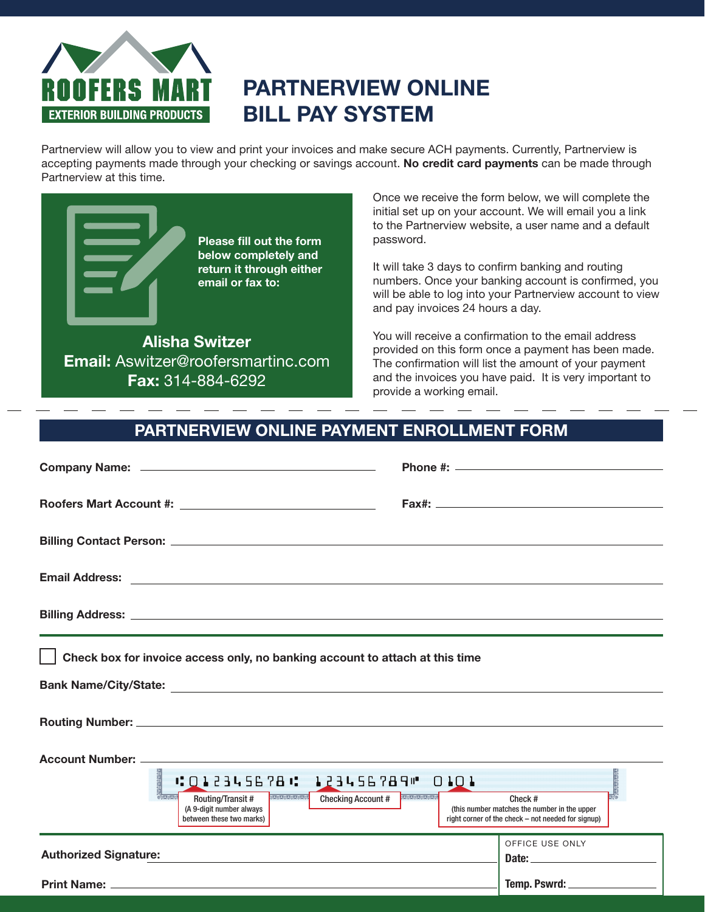ROOFERS MART
EXTERIOR BUILDING PRODUCTS

# PARTNERVIEW ONLINE BILL PAY SYSTEM

Partnerview will allow you to view and print your invoices and make secure ACH payments. Currently, Partnerview is accepting payments made through your checking or savings account. **No credit card payments** can be made through Partnerview at this time.

**Please fill out the form below completely and return it through either email or fax to:**

**Alisha Switzer**
**Email:** Aswitzer@roofersmartinc.com
**Fax:** 314-884-6292

Once we receive the form below, we will complete the initial set up on your account. We will email you a link to the Partnerview website, a user name and a default password.

It will take 3 days to confirm banking and routing numbers. Once your banking account is confirmed, you will be able to log into your Partnerview account to view and pay invoices 24 hours a day.

You will receive a confirmation to the email address provided on this form once a payment has been made. The confirmation will list the amount of your payment and the invoices you have paid. It is very important to provide a working email.

## PARTNERVIEW ONLINE PAYMENT ENROLLMENT FORM

**Company Name:** ______________________ **Phone #:** ______________________

**Roofers Mart Account #:** ______________________ **Fax#:** ______________________

**Billing Contact Person:** ______________________

**Email Address:** ______________________

**Billing Address:** ______________________

☐ **Check box for invoice access only, no banking account to attach at this time**

**Bank Name/City/State:** ______________________

**Routing Number:** ______________________

**Account Number:** ______________________

⑆012345678⑆ 123456789⑈ 0101

- Routing/Transit # (A 9-digit number always between these two marks)
- Checking Account #
- Check # (this number matches the number in the upper right corner of the check – not needed for signup)

**Authorized Signature:** ______________________

**Print Name:** ______________________

OFFICE USE ONLY
**Date:** ______________________
**Temp. Pswrd:** ______________________